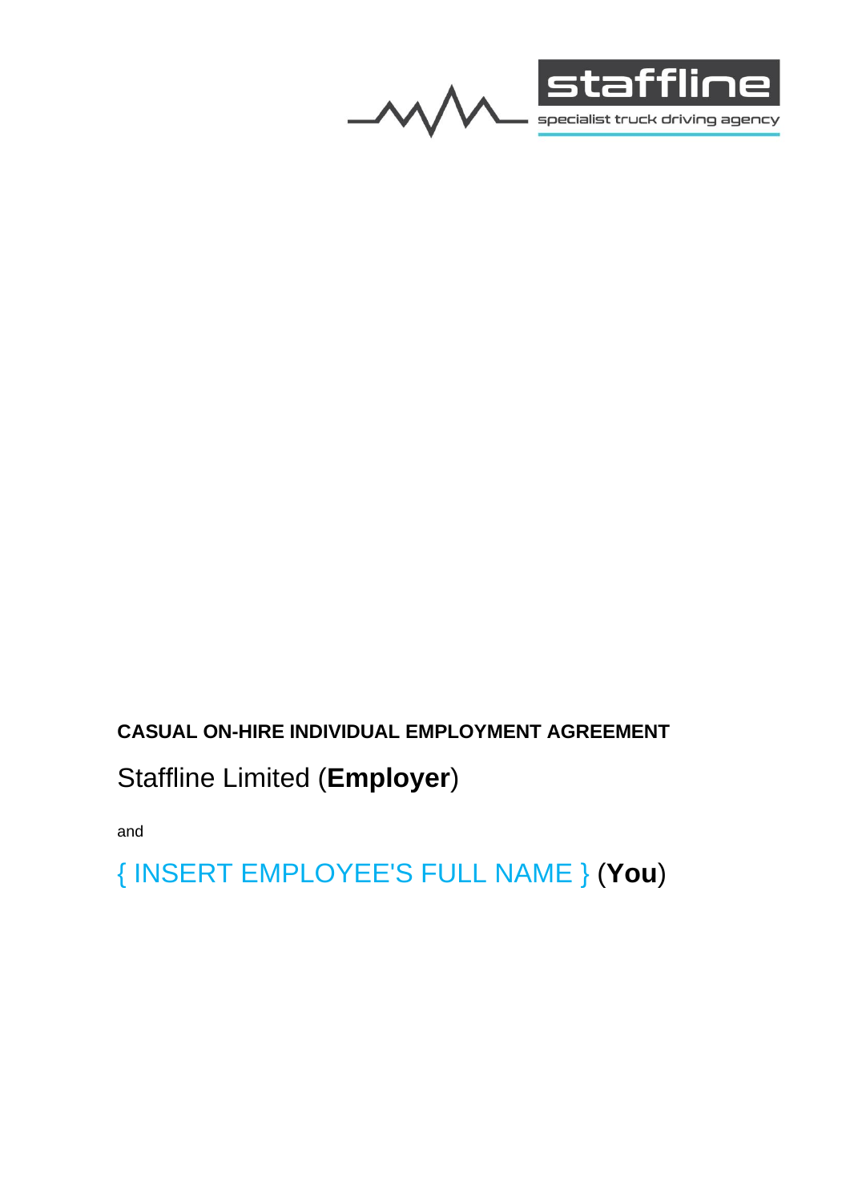staffline

specialist truck driving agency

**CASUAL ON-HIRE INDIVIDUAL EMPLOYMENT AGREEMENT**

Staffline Limited (**Employer**)

and

{ INSERT EMPLOYEE'S FULL NAME } (**You**)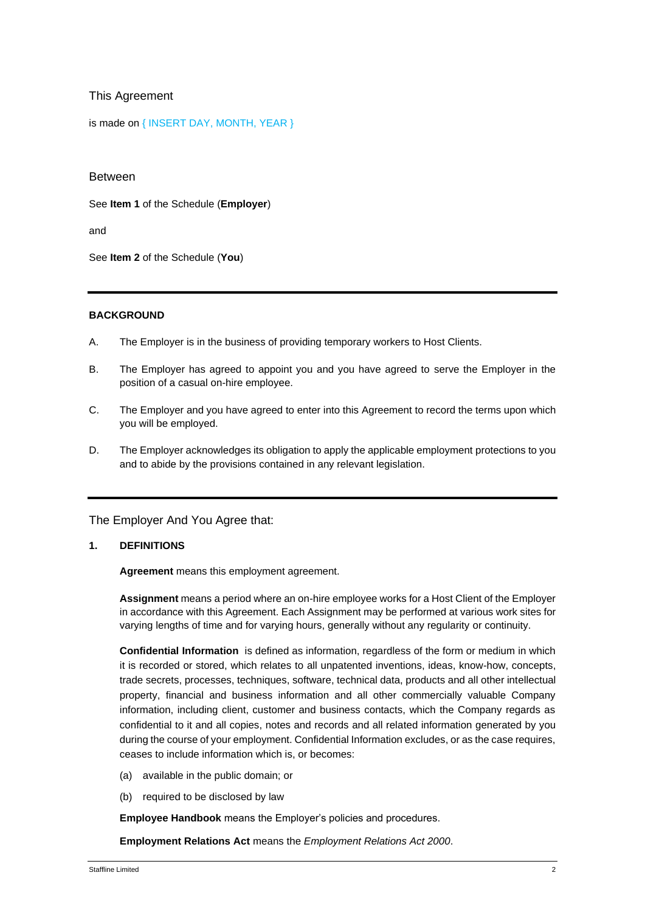## This Agreement

is made on { INSERT DAY, MONTH, YEAR }

## Between

See **Item 1** of the Schedule (**Employer**)

and

See **Item 2** of the Schedule (**You**)

---

**BACKGROUND**

A. The Employer is in the business of providing temporary workers to Host Clients.

B. The Employer has agreed to appoint you and you have agreed to serve the Employer in the position of a casual on-hire employee.

C. The Employer and you have agreed to enter into this Agreement to record the terms upon which you will be employed.

D. The Employer acknowledges its obligation to apply the applicable employment protections to you and to abide by the provisions contained in any relevant legislation.

---

## The Employer And You Agree that:

**1. DEFINITIONS**

**Agreement** means this employment agreement.

**Assignment** means a period where an on-hire employee works for a Host Client of the Employer in accordance with this Agreement. Each Assignment may be performed at various work sites for varying lengths of time and for varying hours, generally without any regularity or continuity.

**Confidential Information** is defined as information, regardless of the form or medium in which it is recorded or stored, which relates to all unpatented inventions, ideas, know-how, concepts, trade secrets, processes, techniques, software, technical data, products and all other intellectual property, financial and business information and all other commercially valuable Company information, including client, customer and business contacts, which the Company regards as confidential to it and all copies, notes and records and all related information generated by you during the course of your employment. Confidential Information excludes, or as the case requires, ceases to include information which is, or becomes:

(a) available in the public domain; or

(b) required to be disclosed by law

**Employee Handbook** means the Employer's policies and procedures.

**Employment Relations Act** means the *Employment Relations Act 2000*.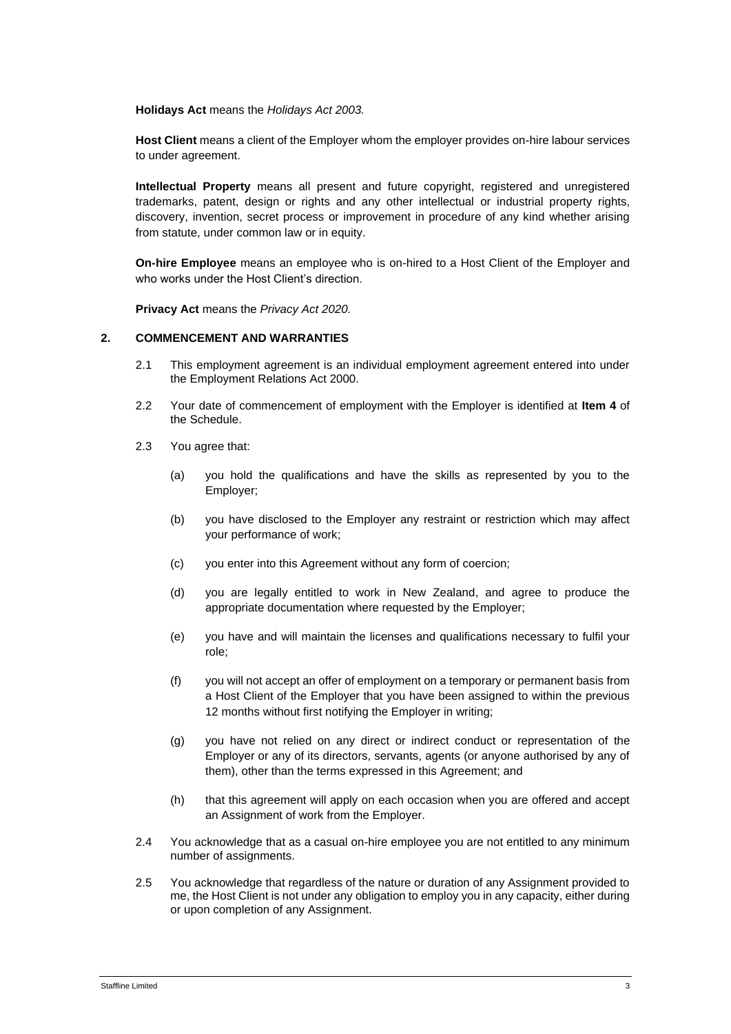**Holidays Act** means the *Holidays Act 2003.*

**Host Client** means a client of the Employer whom the employer provides on-hire labour services to under agreement.

**Intellectual Property** means all present and future copyright, registered and unregistered trademarks, patent, design or rights and any other intellectual or industrial property rights, discovery, invention, secret process or improvement in procedure of any kind whether arising from statute, under common law or in equity.

**On-hire Employee** means an employee who is on-hired to a Host Client of the Employer and who works under the Host Client's direction.

**Privacy Act** means the *Privacy Act 2020.*

## 2. COMMENCEMENT AND WARRANTIES

2.1 This employment agreement is an individual employment agreement entered into under the Employment Relations Act 2000.

2.2 Your date of commencement of employment with the Employer is identified at **Item 4** of the Schedule.

2.3 You agree that:

(a) you hold the qualifications and have the skills as represented by you to the Employer;

(b) you have disclosed to the Employer any restraint or restriction which may affect your performance of work;

(c) you enter into this Agreement without any form of coercion;

(d) you are legally entitled to work in New Zealand, and agree to produce the appropriate documentation where requested by the Employer;

(e) you have and will maintain the licenses and qualifications necessary to fulfil your role;

(f) you will not accept an offer of employment on a temporary or permanent basis from a Host Client of the Employer that you have been assigned to within the previous 12 months without first notifying the Employer in writing;

(g) you have not relied on any direct or indirect conduct or representation of the Employer or any of its directors, servants, agents (or anyone authorised by any of them), other than the terms expressed in this Agreement; and

(h) that this agreement will apply on each occasion when you are offered and accept an Assignment of work from the Employer.

2.4 You acknowledge that as a casual on-hire employee you are not entitled to any minimum number of assignments.

2.5 You acknowledge that regardless of the nature or duration of any Assignment provided to me, the Host Client is not under any obligation to employ you in any capacity, either during or upon completion of any Assignment.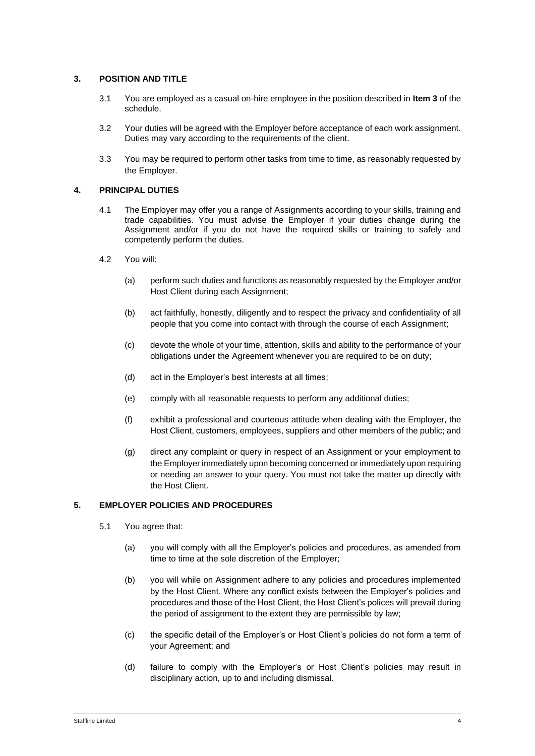## 3. POSITION AND TITLE

3.1 You are employed as a casual on-hire employee in the position described in **Item 3** of the schedule.

3.2 Your duties will be agreed with the Employer before acceptance of each work assignment. Duties may vary according to the requirements of the client.

3.3 You may be required to perform other tasks from time to time, as reasonably requested by the Employer.

## 4. PRINCIPAL DUTIES

4.1 The Employer may offer you a range of Assignments according to your skills, training and trade capabilities. You must advise the Employer if your duties change during the Assignment and/or if you do not have the required skills or training to safely and competently perform the duties.

4.2 You will:

(a) perform such duties and functions as reasonably requested by the Employer and/or Host Client during each Assignment;

(b) act faithfully, honestly, diligently and to respect the privacy and confidentiality of all people that you come into contact with through the course of each Assignment;

(c) devote the whole of your time, attention, skills and ability to the performance of your obligations under the Agreement whenever you are required to be on duty;

(d) act in the Employer's best interests at all times;

(e) comply with all reasonable requests to perform any additional duties;

(f) exhibit a professional and courteous attitude when dealing with the Employer, the Host Client, customers, employees, suppliers and other members of the public; and

(g) direct any complaint or query in respect of an Assignment or your employment to the Employer immediately upon becoming concerned or immediately upon requiring or needing an answer to your query. You must not take the matter up directly with the Host Client.

## 5. EMPLOYER POLICIES AND PROCEDURES

5.1 You agree that:

(a) you will comply with all the Employer's policies and procedures, as amended from time to time at the sole discretion of the Employer;

(b) you will while on Assignment adhere to any policies and procedures implemented by the Host Client. Where any conflict exists between the Employer's policies and procedures and those of the Host Client, the Host Client's polices will prevail during the period of assignment to the extent they are permissible by law;

(c) the specific detail of the Employer's or Host Client's policies do not form a term of your Agreement; and

(d) failure to comply with the Employer's or Host Client's policies may result in disciplinary action, up to and including dismissal.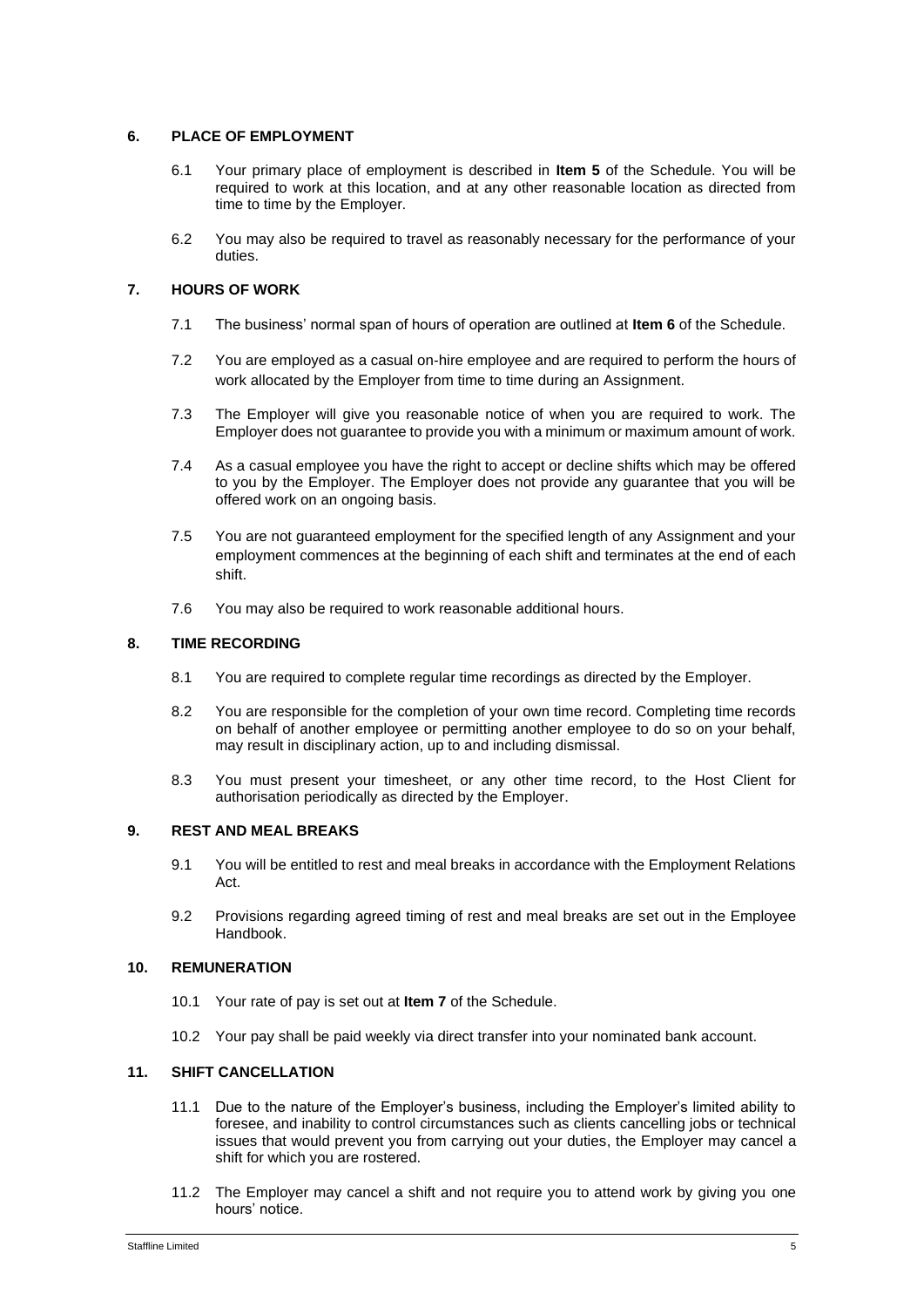## 6. PLACE OF EMPLOYMENT

6.1 Your primary place of employment is described in **Item 5** of the Schedule. You will be required to work at this location, and at any other reasonable location as directed from time to time by the Employer.

6.2 You may also be required to travel as reasonably necessary for the performance of your duties.

## 7. HOURS OF WORK

7.1 The business' normal span of hours of operation are outlined at **Item 6** of the Schedule.

7.2 You are employed as a casual on-hire employee and are required to perform the hours of work allocated by the Employer from time to time during an Assignment.

7.3 The Employer will give you reasonable notice of when you are required to work. The Employer does not guarantee to provide you with a minimum or maximum amount of work.

7.4 As a casual employee you have the right to accept or decline shifts which may be offered to you by the Employer. The Employer does not provide any guarantee that you will be offered work on an ongoing basis.

7.5 You are not guaranteed employment for the specified length of any Assignment and your employment commences at the beginning of each shift and terminates at the end of each shift.

7.6 You may also be required to work reasonable additional hours.

## 8. TIME RECORDING

8.1 You are required to complete regular time recordings as directed by the Employer.

8.2 You are responsible for the completion of your own time record. Completing time records on behalf of another employee or permitting another employee to do so on your behalf, may result in disciplinary action, up to and including dismissal.

8.3 You must present your timesheet, or any other time record, to the Host Client for authorisation periodically as directed by the Employer.

## 9. REST AND MEAL BREAKS

9.1 You will be entitled to rest and meal breaks in accordance with the Employment Relations Act.

9.2 Provisions regarding agreed timing of rest and meal breaks are set out in the Employee Handbook.

## 10. REMUNERATION

10.1 Your rate of pay is set out at **Item 7** of the Schedule.

10.2 Your pay shall be paid weekly via direct transfer into your nominated bank account.

## 11. SHIFT CANCELLATION

11.1 Due to the nature of the Employer's business, including the Employer's limited ability to foresee, and inability to control circumstances such as clients cancelling jobs or technical issues that would prevent you from carrying out your duties, the Employer may cancel a shift for which you are rostered.

11.2 The Employer may cancel a shift and not require you to attend work by giving you one hours' notice.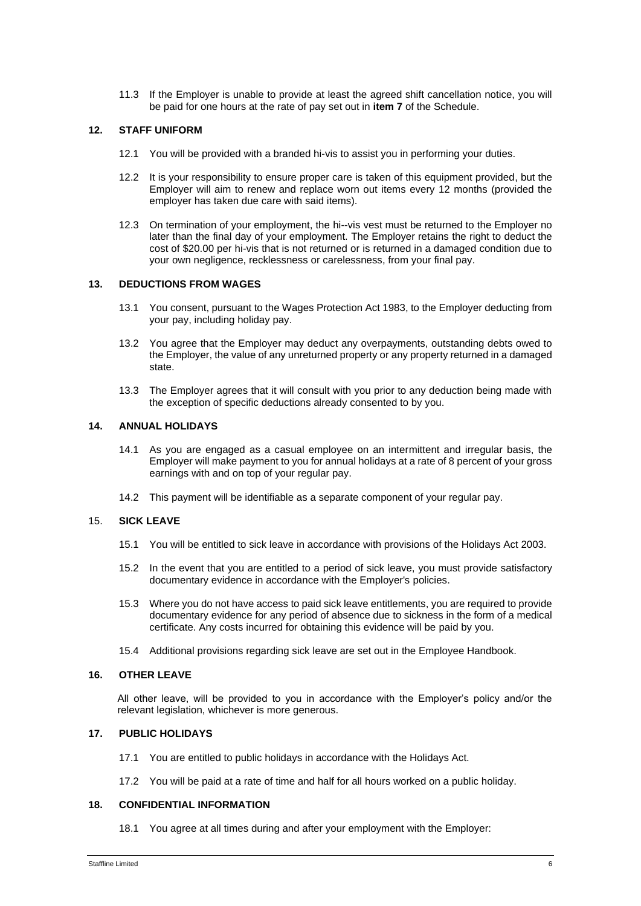11.3 If the Employer is unable to provide at least the agreed shift cancellation notice, you will be paid for one hours at the rate of pay set out in **item 7** of the Schedule.

## 12. STAFF UNIFORM

12.1 You will be provided with a branded hi-vis to assist you in performing your duties.

12.2 It is your responsibility to ensure proper care is taken of this equipment provided, but the Employer will aim to renew and replace worn out items every 12 months (provided the employer has taken due care with said items).

12.3 On termination of your employment, the hi--vis vest must be returned to the Employer no later than the final day of your employment. The Employer retains the right to deduct the cost of $20.00 per hi-vis that is not returned or is returned in a damaged condition due to your own negligence, recklessness or carelessness, from your final pay.

## 13. DEDUCTIONS FROM WAGES

13.1 You consent, pursuant to the Wages Protection Act 1983, to the Employer deducting from your pay, including holiday pay.

13.2 You agree that the Employer may deduct any overpayments, outstanding debts owed to the Employer, the value of any unreturned property or any property returned in a damaged state.

13.3 The Employer agrees that it will consult with you prior to any deduction being made with the exception of specific deductions already consented to by you.

## 14. ANNUAL HOLIDAYS

14.1 As you are engaged as a casual employee on an intermittent and irregular basis, the Employer will make payment to you for annual holidays at a rate of 8 percent of your gross earnings with and on top of your regular pay.

14.2 This payment will be identifiable as a separate component of your regular pay.

## 15. SICK LEAVE

15.1 You will be entitled to sick leave in accordance with provisions of the Holidays Act 2003.

15.2 In the event that you are entitled to a period of sick leave, you must provide satisfactory documentary evidence in accordance with the Employer's policies.

15.3 Where you do not have access to paid sick leave entitlements, you are required to provide documentary evidence for any period of absence due to sickness in the form of a medical certificate. Any costs incurred for obtaining this evidence will be paid by you.

15.4 Additional provisions regarding sick leave are set out in the Employee Handbook.

## 16. OTHER LEAVE

All other leave, will be provided to you in accordance with the Employer's policy and/or the relevant legislation, whichever is more generous.

## 17. PUBLIC HOLIDAYS

17.1 You are entitled to public holidays in accordance with the Holidays Act.

17.2 You will be paid at a rate of time and half for all hours worked on a public holiday.

## 18. CONFIDENTIAL INFORMATION

18.1 You agree at all times during and after your employment with the Employer: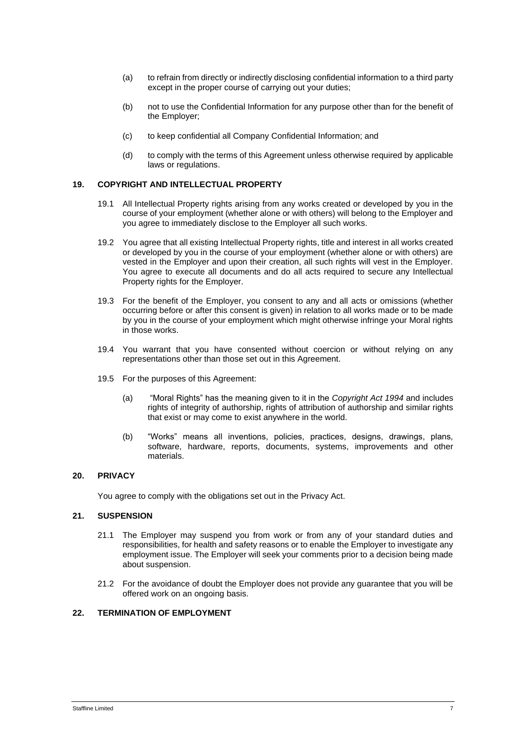(a) to refrain from directly or indirectly disclosing confidential information to a third party except in the proper course of carrying out your duties;

(b) not to use the Confidential Information for any purpose other than for the benefit of the Employer;

(c) to keep confidential all Company Confidential Information; and

(d) to comply with the terms of this Agreement unless otherwise required by applicable laws or regulations.

## 19. COPYRIGHT AND INTELLECTUAL PROPERTY

19.1 All Intellectual Property rights arising from any works created or developed by you in the course of your employment (whether alone or with others) will belong to the Employer and you agree to immediately disclose to the Employer all such works.

19.2 You agree that all existing Intellectual Property rights, title and interest in all works created or developed by you in the course of your employment (whether alone or with others) are vested in the Employer and upon their creation, all such rights will vest in the Employer. You agree to execute all documents and do all acts required to secure any Intellectual Property rights for the Employer.

19.3 For the benefit of the Employer, you consent to any and all acts or omissions (whether occurring before or after this consent is given) in relation to all works made or to be made by you in the course of your employment which might otherwise infringe your Moral rights in those works.

19.4 You warrant that you have consented without coercion or without relying on any representations other than those set out in this Agreement.

19.5 For the purposes of this Agreement:

(a) "Moral Rights" has the meaning given to it in the *Copyright Act 1994* and includes rights of integrity of authorship, rights of attribution of authorship and similar rights that exist or may come to exist anywhere in the world.

(b) "Works" means all inventions, policies, practices, designs, drawings, plans, software, hardware, reports, documents, systems, improvements and other materials.

## 20. PRIVACY

You agree to comply with the obligations set out in the Privacy Act.

## 21. SUSPENSION

21.1 The Employer may suspend you from work or from any of your standard duties and responsibilities, for health and safety reasons or to enable the Employer to investigate any employment issue. The Employer will seek your comments prior to a decision being made about suspension.

21.2 For the avoidance of doubt the Employer does not provide any guarantee that you will be offered work on an ongoing basis.

## 22. TERMINATION OF EMPLOYMENT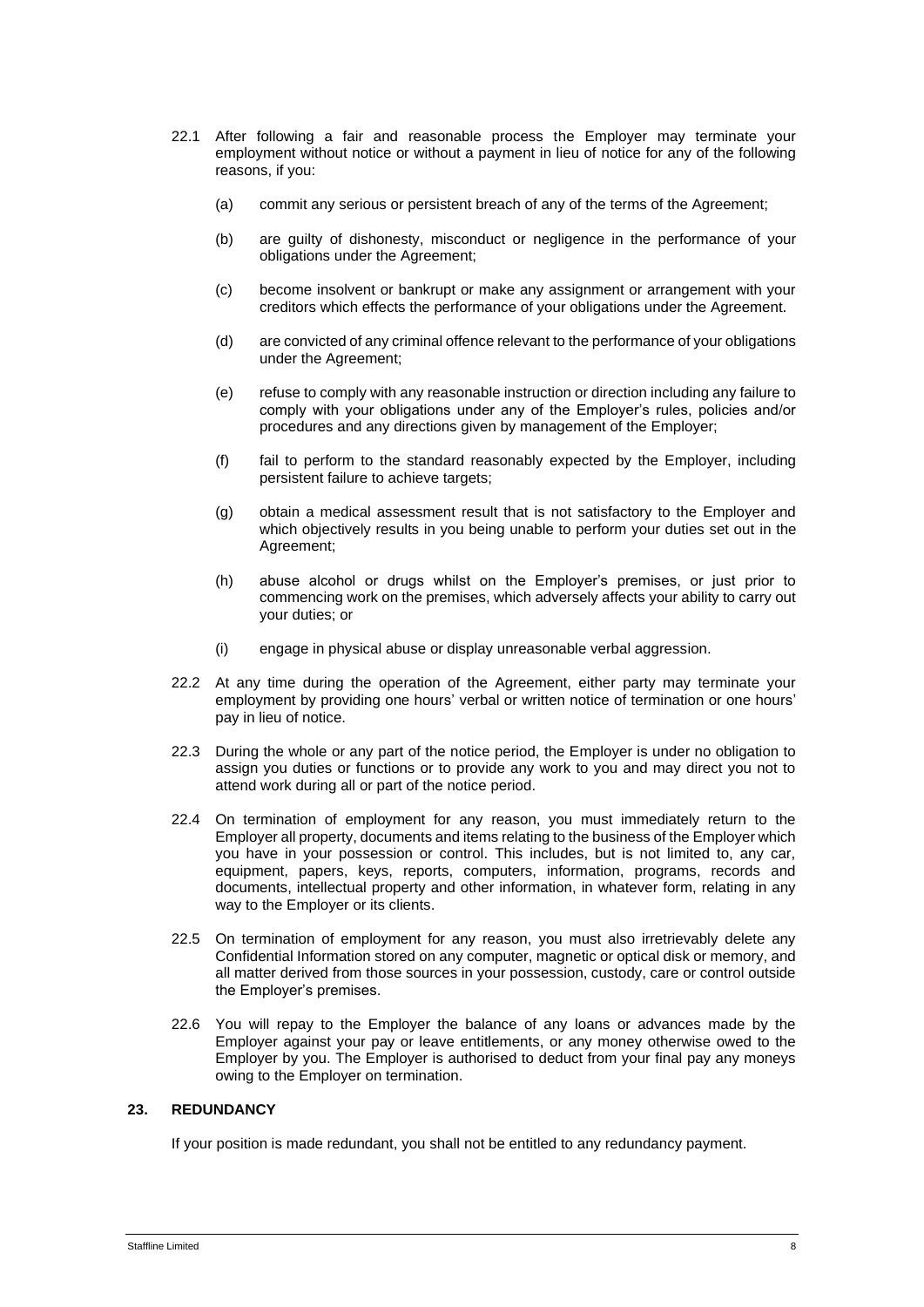22.1 After following a fair and reasonable process the Employer may terminate your employment without notice or without a payment in lieu of notice for any of the following reasons, if you:

(a) commit any serious or persistent breach of any of the terms of the Agreement;

(b) are guilty of dishonesty, misconduct or negligence in the performance of your obligations under the Agreement;

(c) become insolvent or bankrupt or make any assignment or arrangement with your creditors which effects the performance of your obligations under the Agreement.

(d) are convicted of any criminal offence relevant to the performance of your obligations under the Agreement;

(e) refuse to comply with any reasonable instruction or direction including any failure to comply with your obligations under any of the Employer's rules, policies and/or procedures and any directions given by management of the Employer;

(f) fail to perform to the standard reasonably expected by the Employer, including persistent failure to achieve targets;

(g) obtain a medical assessment result that is not satisfactory to the Employer and which objectively results in you being unable to perform your duties set out in the Agreement;

(h) abuse alcohol or drugs whilst on the Employer's premises, or just prior to commencing work on the premises, which adversely affects your ability to carry out your duties; or

(i) engage in physical abuse or display unreasonable verbal aggression.

22.2 At any time during the operation of the Agreement, either party may terminate your employment by providing one hours' verbal or written notice of termination or one hours' pay in lieu of notice.

22.3 During the whole or any part of the notice period, the Employer is under no obligation to assign you duties or functions or to provide any work to you and may direct you not to attend work during all or part of the notice period.

22.4 On termination of employment for any reason, you must immediately return to the Employer all property, documents and items relating to the business of the Employer which you have in your possession or control. This includes, but is not limited to, any car, equipment, papers, keys, reports, computers, information, programs, records and documents, intellectual property and other information, in whatever form, relating in any way to the Employer or its clients.

22.5 On termination of employment for any reason, you must also irretrievably delete any Confidential Information stored on any computer, magnetic or optical disk or memory, and all matter derived from those sources in your possession, custody, care or control outside the Employer's premises.

22.6 You will repay to the Employer the balance of any loans or advances made by the Employer against your pay or leave entitlements, or any money otherwise owed to the Employer by you. The Employer is authorised to deduct from your final pay any moneys owing to the Employer on termination.

## 23. REDUNDANCY

If your position is made redundant, you shall not be entitled to any redundancy payment.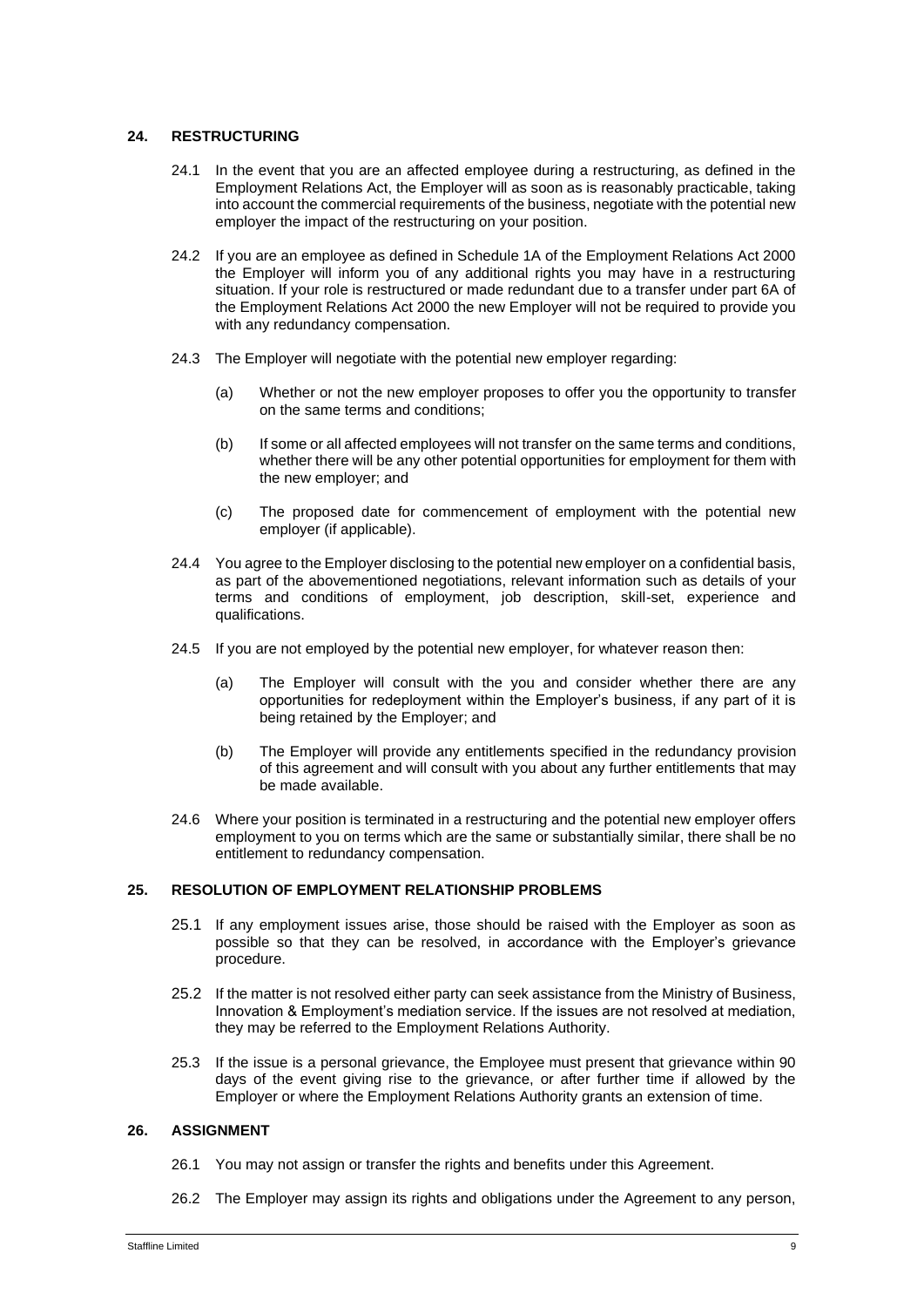## 24. RESTRUCTURING

24.1 In the event that you are an affected employee during a restructuring, as defined in the Employment Relations Act, the Employer will as soon as is reasonably practicable, taking into account the commercial requirements of the business, negotiate with the potential new employer the impact of the restructuring on your position.

24.2 If you are an employee as defined in Schedule 1A of the Employment Relations Act 2000 the Employer will inform you of any additional rights you may have in a restructuring situation. If your role is restructured or made redundant due to a transfer under part 6A of the Employment Relations Act 2000 the new Employer will not be required to provide you with any redundancy compensation.

24.3 The Employer will negotiate with the potential new employer regarding:

(a) Whether or not the new employer proposes to offer you the opportunity to transfer on the same terms and conditions;

(b) If some or all affected employees will not transfer on the same terms and conditions, whether there will be any other potential opportunities for employment for them with the new employer; and

(c) The proposed date for commencement of employment with the potential new employer (if applicable).

24.4 You agree to the Employer disclosing to the potential new employer on a confidential basis, as part of the abovementioned negotiations, relevant information such as details of your terms and conditions of employment, job description, skill-set, experience and qualifications.

24.5 If you are not employed by the potential new employer, for whatever reason then:

(a) The Employer will consult with the you and consider whether there are any opportunities for redeployment within the Employer's business, if any part of it is being retained by the Employer; and

(b) The Employer will provide any entitlements specified in the redundancy provision of this agreement and will consult with you about any further entitlements that may be made available.

24.6 Where your position is terminated in a restructuring and the potential new employer offers employment to you on terms which are the same or substantially similar, there shall be no entitlement to redundancy compensation.

## 25. RESOLUTION OF EMPLOYMENT RELATIONSHIP PROBLEMS

25.1 If any employment issues arise, those should be raised with the Employer as soon as possible so that they can be resolved, in accordance with the Employer's grievance procedure.

25.2 If the matter is not resolved either party can seek assistance from the Ministry of Business, Innovation & Employment's mediation service. If the issues are not resolved at mediation, they may be referred to the Employment Relations Authority.

25.3 If the issue is a personal grievance, the Employee must present that grievance within 90 days of the event giving rise to the grievance, or after further time if allowed by the Employer or where the Employment Relations Authority grants an extension of time.

## 26. ASSIGNMENT

26.1 You may not assign or transfer the rights and benefits under this Agreement.

26.2 The Employer may assign its rights and obligations under the Agreement to any person,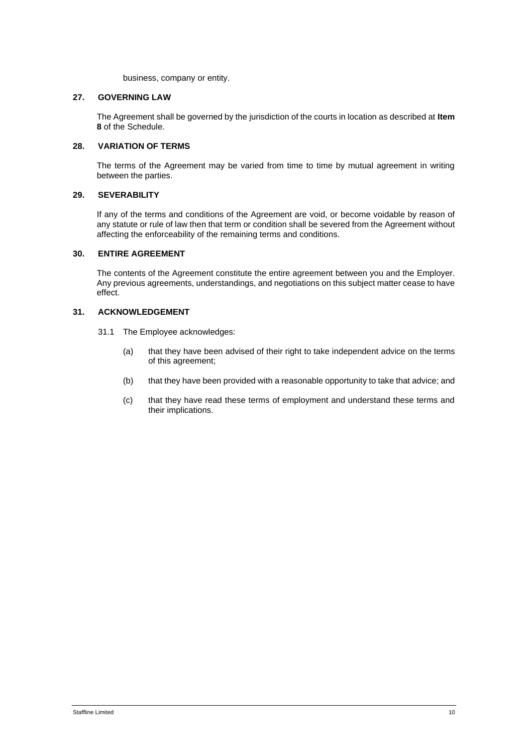business, company or entity.

## 27. GOVERNING LAW

The Agreement shall be governed by the jurisdiction of the courts in location as described at **Item 8** of the Schedule.

## 28. VARIATION OF TERMS

The terms of the Agreement may be varied from time to time by mutual agreement in writing between the parties.

## 29. SEVERABILITY

If any of the terms and conditions of the Agreement are void, or become voidable by reason of any statute or rule of law then that term or condition shall be severed from the Agreement without affecting the enforceability of the remaining terms and conditions.

## 30. ENTIRE AGREEMENT

The contents of the Agreement constitute the entire agreement between you and the Employer. Any previous agreements, understandings, and negotiations on this subject matter cease to have effect.

## 31. ACKNOWLEDGEMENT

31.1 The Employee acknowledges:

(a) that they have been advised of their right to take independent advice on the terms of this agreement;

(b) that they have been provided with a reasonable opportunity to take that advice; and

(c) that they have read these terms of employment and understand these terms and their implications.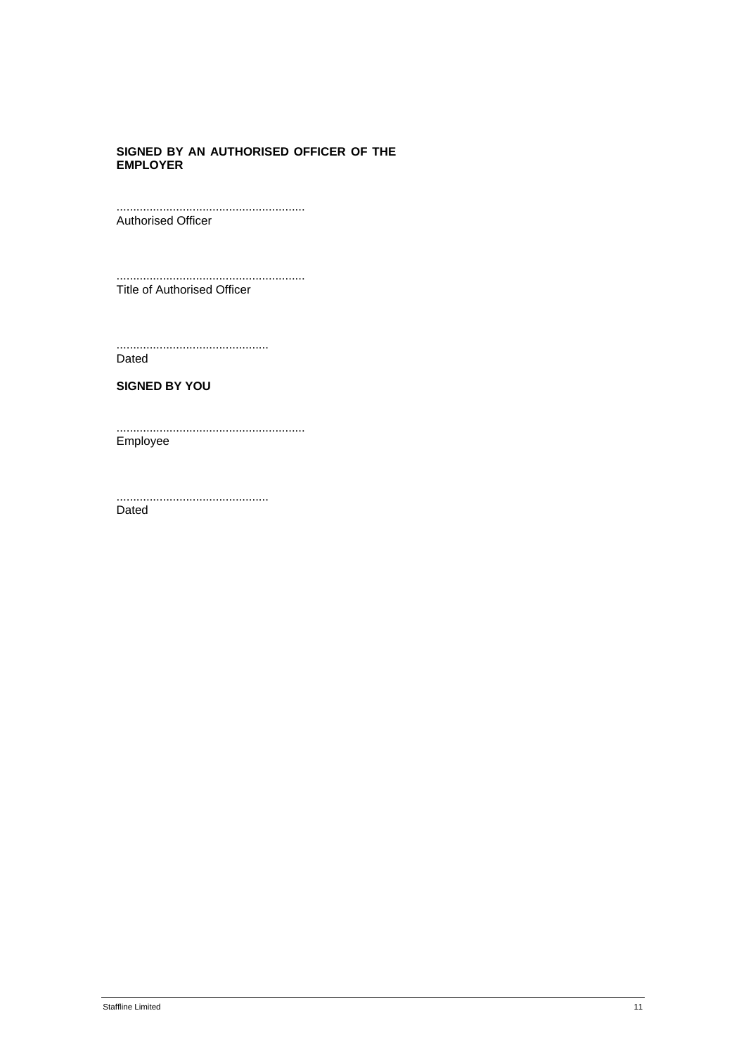**SIGNED BY AN AUTHORISED OFFICER OF THE EMPLOYER**

.........................................................
Authorised Officer

.........................................................
Title of Authorised Officer

..............................................
Dated

**SIGNED BY YOU**

.........................................................
Employee

..............................................
Dated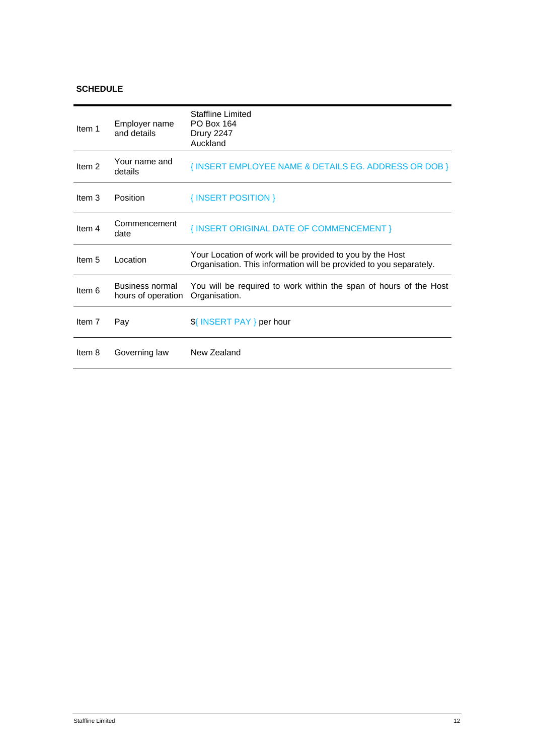**SCHEDULE**

| | | |
|---|---|---|
| Item 1 | Employer name and details | Staffline Limited<br>PO Box 164<br>Drury 2247<br>Auckland |
| Item 2 | Your name and details | { INSERT EMPLOYEE NAME & DETAILS EG. ADDRESS OR DOB } |
| Item 3 | Position | { INSERT POSITION } |
| Item 4 | Commencement date | { INSERT ORIGINAL DATE OF COMMENCEMENT } |
| Item 5 | Location | Your Location of work will be provided to you by the Host Organisation. This information will be provided to you separately. |
| Item 6 | Business normal hours of operation | You will be required to work within the span of hours of the Host Organisation. |
| Item 7 | Pay | ${ INSERT PAY } per hour |
| Item 8 | Governing law | New Zealand |